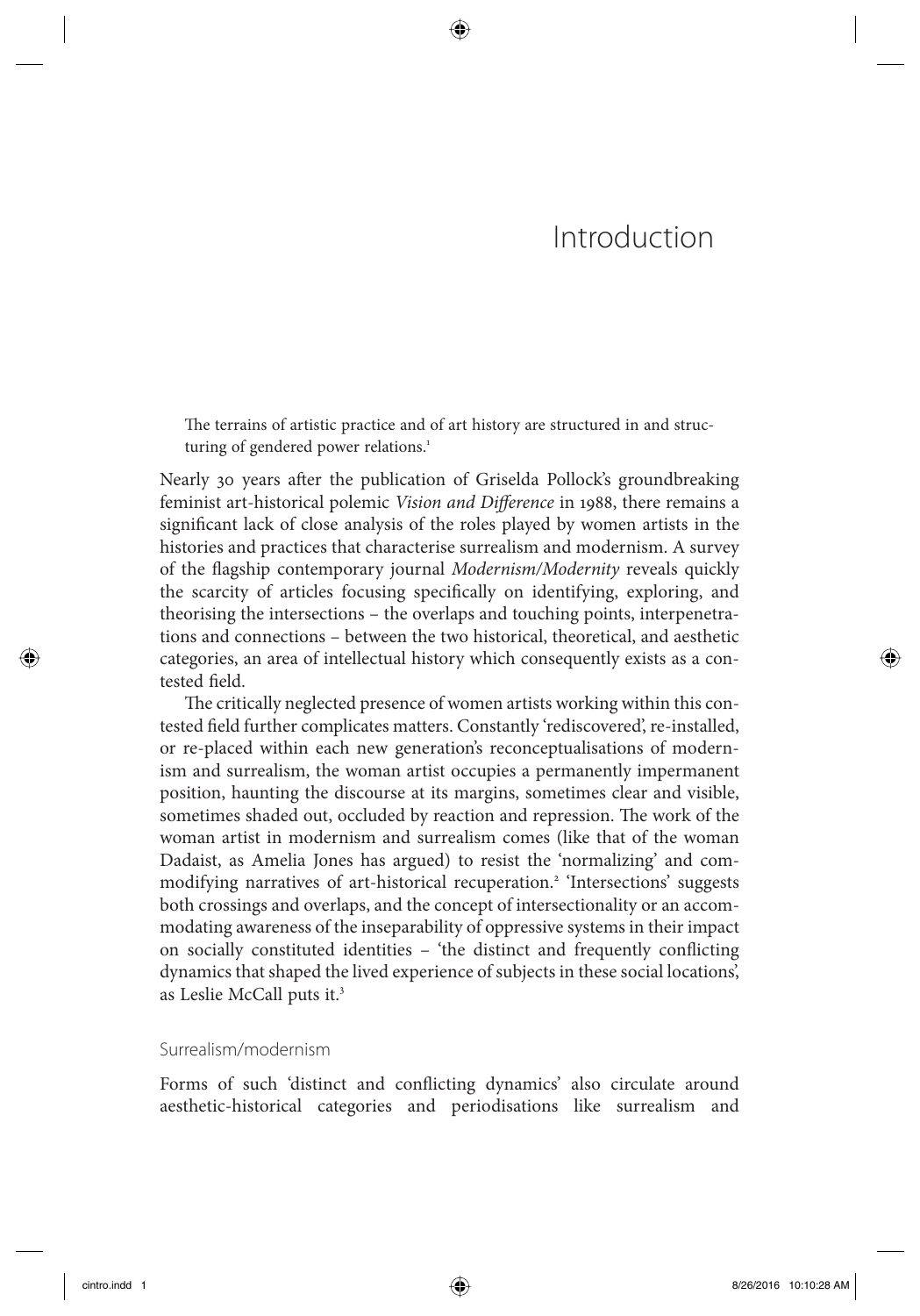# Introduction

> The terrains of artistic practice and of art history are structured in and structuring of gendered power relations.[1]

Nearly 30 years after the publication of Griselda Pollock's groundbreaking feminist art-historical polemic *Vision and Difference* in 1988, there remains a significant lack of close analysis of the roles played by women artists in the histories and practices that characterise surrealism and modernism. A survey of the flagship contemporary journal *Modernism/Modernity* reveals quickly the scarcity of articles focusing specifically on identifying, exploring, and theorising the intersections – the overlaps and touching points, interpenetrations and connections – between the two historical, theoretical, and aesthetic categories, an area of intellectual history which consequently exists as a contested field.

The critically neglected presence of women artists working within this contested field further complicates matters. Constantly 'rediscovered', re-installed, or re-placed within each new generation's reconceptualisations of modernism and surrealism, the woman artist occupies a permanently impermanent position, haunting the discourse at its margins, sometimes clear and visible, sometimes shaded out, occluded by reaction and repression. The work of the woman artist in modernism and surrealism comes (like that of the woman Dadaist, as Amelia Jones has argued) to resist the 'normalizing' and commodifying narratives of art-historical recuperation.[2] 'Intersections' suggests both crossings and overlaps, and the concept of intersectionality or an accommodating awareness of the inseparability of oppressive systems in their impact on socially constituted identities – 'the distinct and frequently conflicting dynamics that shaped the lived experience of subjects in these social locations', as Leslie McCall puts it.[3]

## Surrealism/modernism

Forms of such 'distinct and conflicting dynamics' also circulate around aesthetic-historical categories and periodisations like surrealism and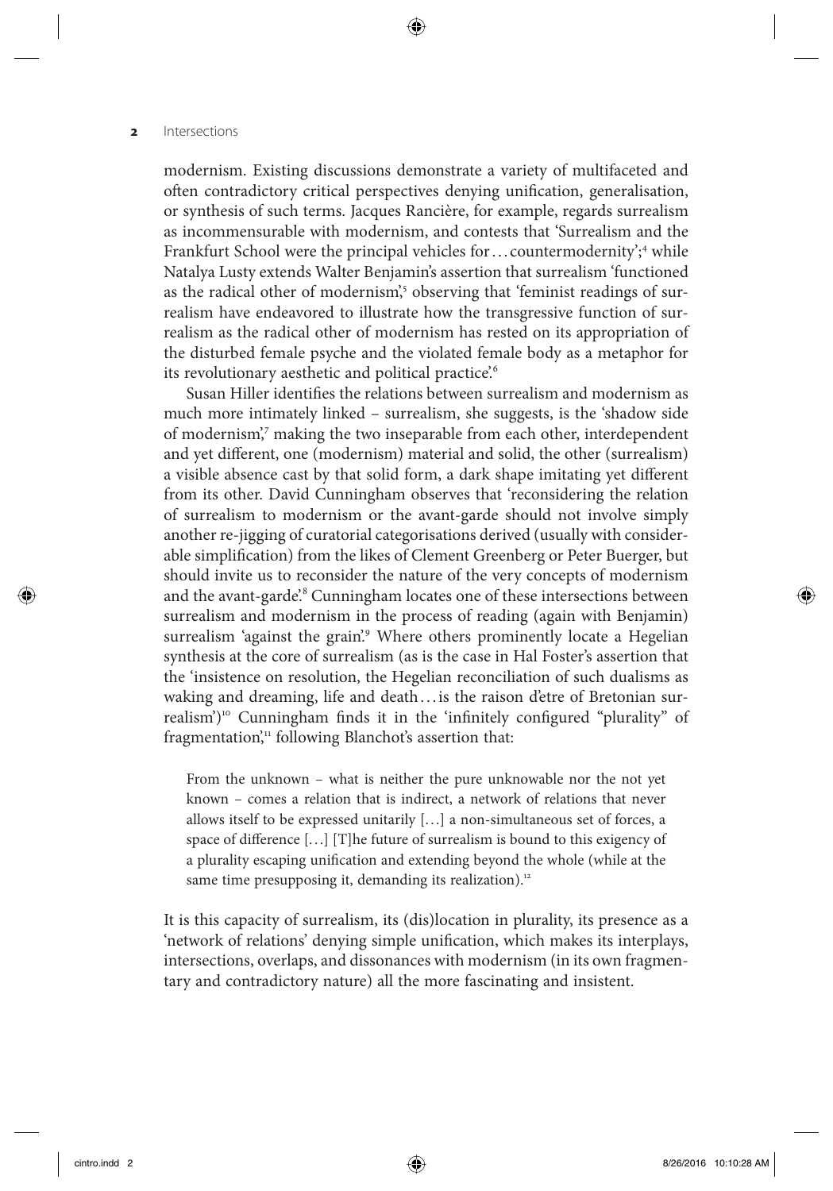modernism. Existing discussions demonstrate a variety of multifaceted and often contradictory critical perspectives denying unification, generalisation, or synthesis of such terms. Jacques Rancière, for example, regards surrealism as incommensurable with modernism, and contests that 'Surrealism and the Frankfurt School were the principal vehicles for…countermodernity';[4] while Natalya Lusty extends Walter Benjamin's assertion that surrealism 'functioned as the radical other of modernism',[5] observing that 'feminist readings of surrealism have endeavored to illustrate how the transgressive function of surrealism as the radical other of modernism has rested on its appropriation of the disturbed female psyche and the violated female body as a metaphor for its revolutionary aesthetic and political practice'.[6]

Susan Hiller identifies the relations between surrealism and modernism as much more intimately linked – surrealism, she suggests, is the 'shadow side of modernism',[7] making the two inseparable from each other, interdependent and yet different, one (modernism) material and solid, the other (surrealism) a visible absence cast by that solid form, a dark shape imitating yet different from its other. David Cunningham observes that 'reconsidering the relation of surrealism to modernism or the avant-garde should not involve simply another re-jigging of curatorial categorisations derived (usually with considerable simplification) from the likes of Clement Greenberg or Peter Buerger, but should invite us to reconsider the nature of the very concepts of modernism and the avant-garde'.[8] Cunningham locates one of these intersections between surrealism and modernism in the process of reading (again with Benjamin) surrealism 'against the grain'.[9] Where others prominently locate a Hegelian synthesis at the core of surrealism (as is the case in Hal Foster's assertion that the 'insistence on resolution, the Hegelian reconciliation of such dualisms as waking and dreaming, life and death…is the raison d'etre of Bretonian surrealism')[10] Cunningham finds it in the 'infinitely configured "plurality" of fragmentation',[11] following Blanchot's assertion that:

> From the unknown – what is neither the pure unknowable nor the not yet known – comes a relation that is indirect, a network of relations that never allows itself to be expressed unitarily […] a non-simultaneous set of forces, a space of difference […] [T]he future of surrealism is bound to this exigency of a plurality escaping unification and extending beyond the whole (while at the same time presupposing it, demanding its realization).[12]

It is this capacity of surrealism, its (dis)location in plurality, its presence as a 'network of relations' denying simple unification, which makes its interplays, intersections, overlaps, and dissonances with modernism (in its own fragmentary and contradictory nature) all the more fascinating and insistent.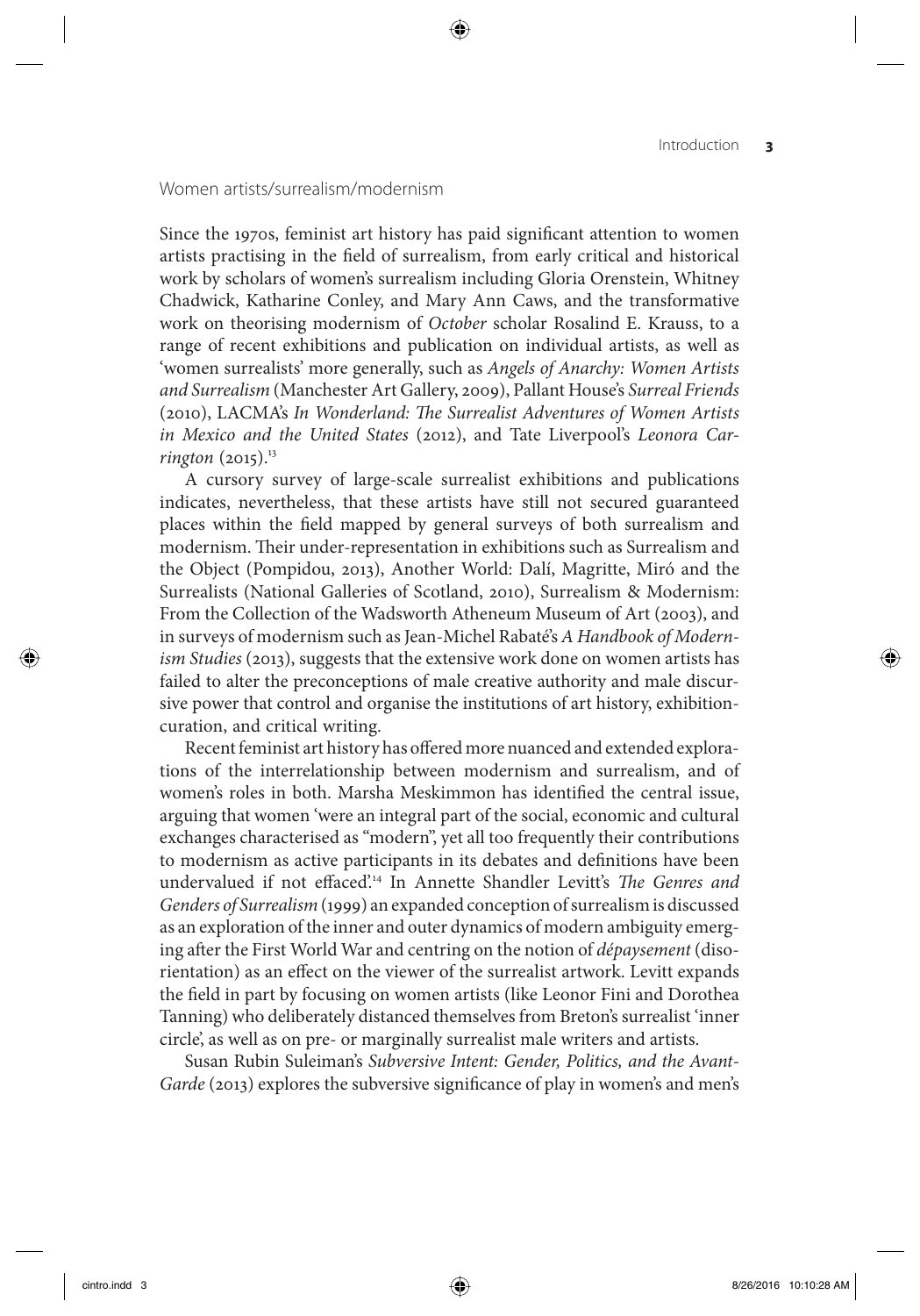## Women artists/surrealism/modernism

Since the 1970s, feminist art history has paid significant attention to women artists practising in the field of surrealism, from early critical and historical work by scholars of women's surrealism including Gloria Orenstein, Whitney Chadwick, Katharine Conley, and Mary Ann Caws, and the transformative work on theorising modernism of *October* scholar Rosalind E. Krauss, to a range of recent exhibitions and publication on individual artists, as well as 'women surrealists' more generally, such as *Angels of Anarchy: Women Artists and Surrealism* (Manchester Art Gallery, 2009), Pallant House's *Surreal Friends* (2010), LACMA's *In Wonderland: The Surrealist Adventures of Women Artists in Mexico and the United States* (2012), and Tate Liverpool's *Leonora Carrington* (2015).[13]

A cursory survey of large-scale surrealist exhibitions and publications indicates, nevertheless, that these artists have still not secured guaranteed places within the field mapped by general surveys of both surrealism and modernism. Their under-representation in exhibitions such as Surrealism and the Object (Pompidou, 2013), Another World: Dalí, Magritte, Miró and the Surrealists (National Galleries of Scotland, 2010), Surrealism & Modernism: From the Collection of the Wadsworth Atheneum Museum of Art (2003), and in surveys of modernism such as Jean-Michel Rabaté's *A Handbook of Modernism Studies* (2013), suggests that the extensive work done on women artists has failed to alter the preconceptions of male creative authority and male discursive power that control and organise the institutions of art history, exhibition-curation, and critical writing.

Recent feminist art history has offered more nuanced and extended explorations of the interrelationship between modernism and surrealism, and of women's roles in both. Marsha Meskimmon has identified the central issue, arguing that women 'were an integral part of the social, economic and cultural exchanges characterised as "modern", yet all too frequently their contributions to modernism as active participants in its debates and definitions have been undervalued if not effaced'.[14] In Annette Shandler Levitt's *The Genres and Genders of Surrealism* (1999) an expanded conception of surrealism is discussed as an exploration of the inner and outer dynamics of modern ambiguity emerging after the First World War and centring on the notion of *dépaysement* (disorientation) as an effect on the viewer of the surrealist artwork. Levitt expands the field in part by focusing on women artists (like Leonor Fini and Dorothea Tanning) who deliberately distanced themselves from Breton's surrealist 'inner circle', as well as on pre- or marginally surrealist male writers and artists.

Susan Rubin Suleiman's *Subversive Intent: Gender, Politics, and the Avant-Garde* (2013) explores the subversive significance of play in women's and men's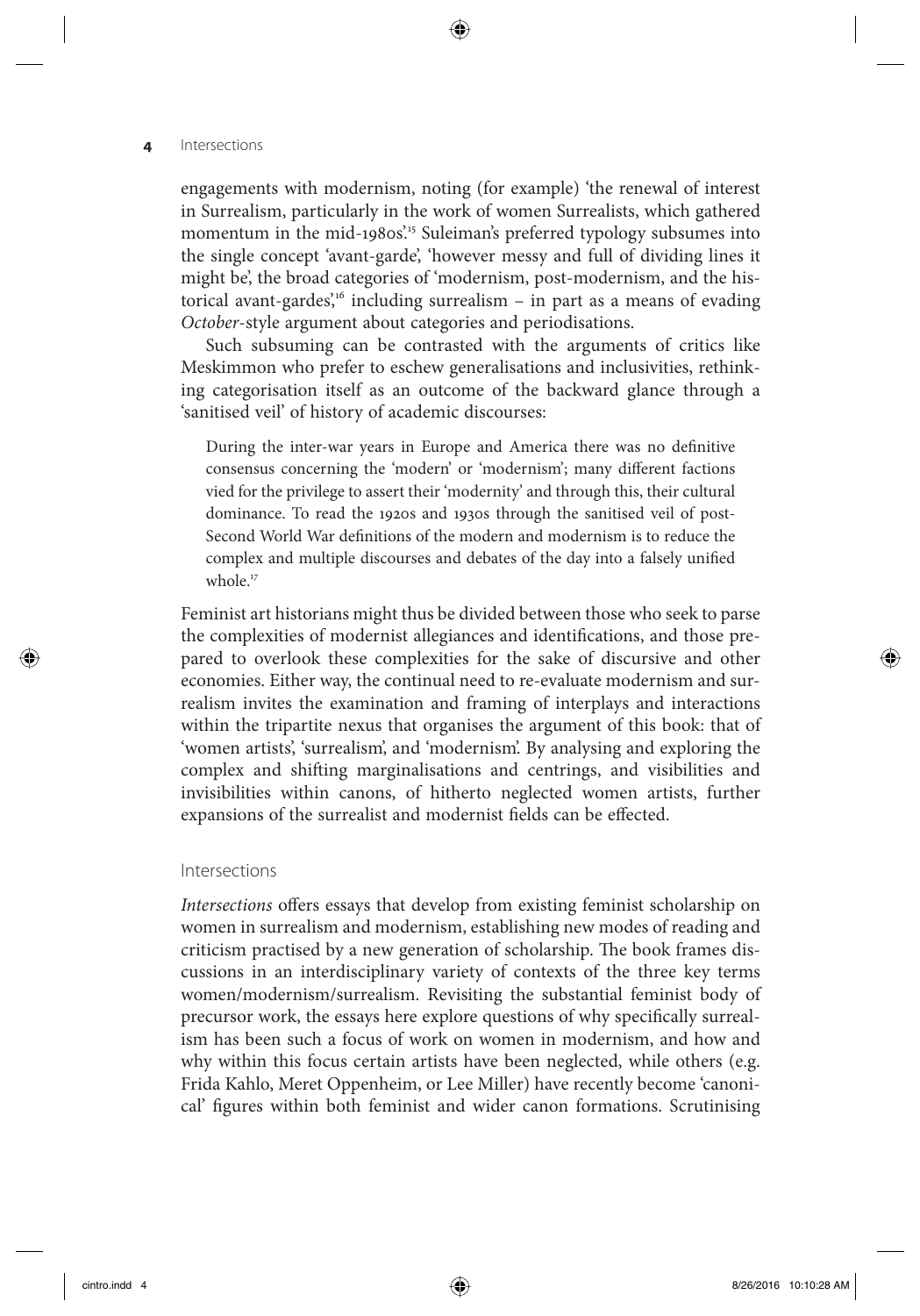engagements with modernism, noting (for example) 'the renewal of interest in Surrealism, particularly in the work of women Surrealists, which gathered momentum in the mid-1980s'.[15] Suleiman's preferred typology subsumes into the single concept 'avant-garde', 'however messy and full of dividing lines it might be', the broad categories of 'modernism, post-modernism, and the historical avant-gardes',[16] including surrealism – in part as a means of evading *October*-style argument about categories and periodisations.

Such subsuming can be contrasted with the arguments of critics like Meskimmon who prefer to eschew generalisations and inclusivities, rethinking categorisation itself as an outcome of the backward glance through a 'sanitised veil' of history of academic discourses:

> During the inter-war years in Europe and America there was no definitive consensus concerning the 'modern' or 'modernism'; many different factions vied for the privilege to assert their 'modernity' and through this, their cultural dominance. To read the 1920s and 1930s through the sanitised veil of post-Second World War definitions of the modern and modernism is to reduce the complex and multiple discourses and debates of the day into a falsely unified whole.[17]

Feminist art historians might thus be divided between those who seek to parse the complexities of modernist allegiances and identifications, and those prepared to overlook these complexities for the sake of discursive and other economies. Either way, the continual need to re-evaluate modernism and surrealism invites the examination and framing of interplays and interactions within the tripartite nexus that organises the argument of this book: that of 'women artists', 'surrealism', and 'modernism'. By analysing and exploring the complex and shifting marginalisations and centrings, and visibilities and invisibilities within canons, of hitherto neglected women artists, further expansions of the surrealist and modernist fields can be effected.

## Intersections

*Intersections* offers essays that develop from existing feminist scholarship on women in surrealism and modernism, establishing new modes of reading and criticism practised by a new generation of scholarship. The book frames discussions in an interdisciplinary variety of contexts of the three key terms women/modernism/surrealism. Revisiting the substantial feminist body of precursor work, the essays here explore questions of why specifically surrealism has been such a focus of work on women in modernism, and how and why within this focus certain artists have been neglected, while others (e.g. Frida Kahlo, Meret Oppenheim, or Lee Miller) have recently become 'canonical' figures within both feminist and wider canon formations. Scrutinising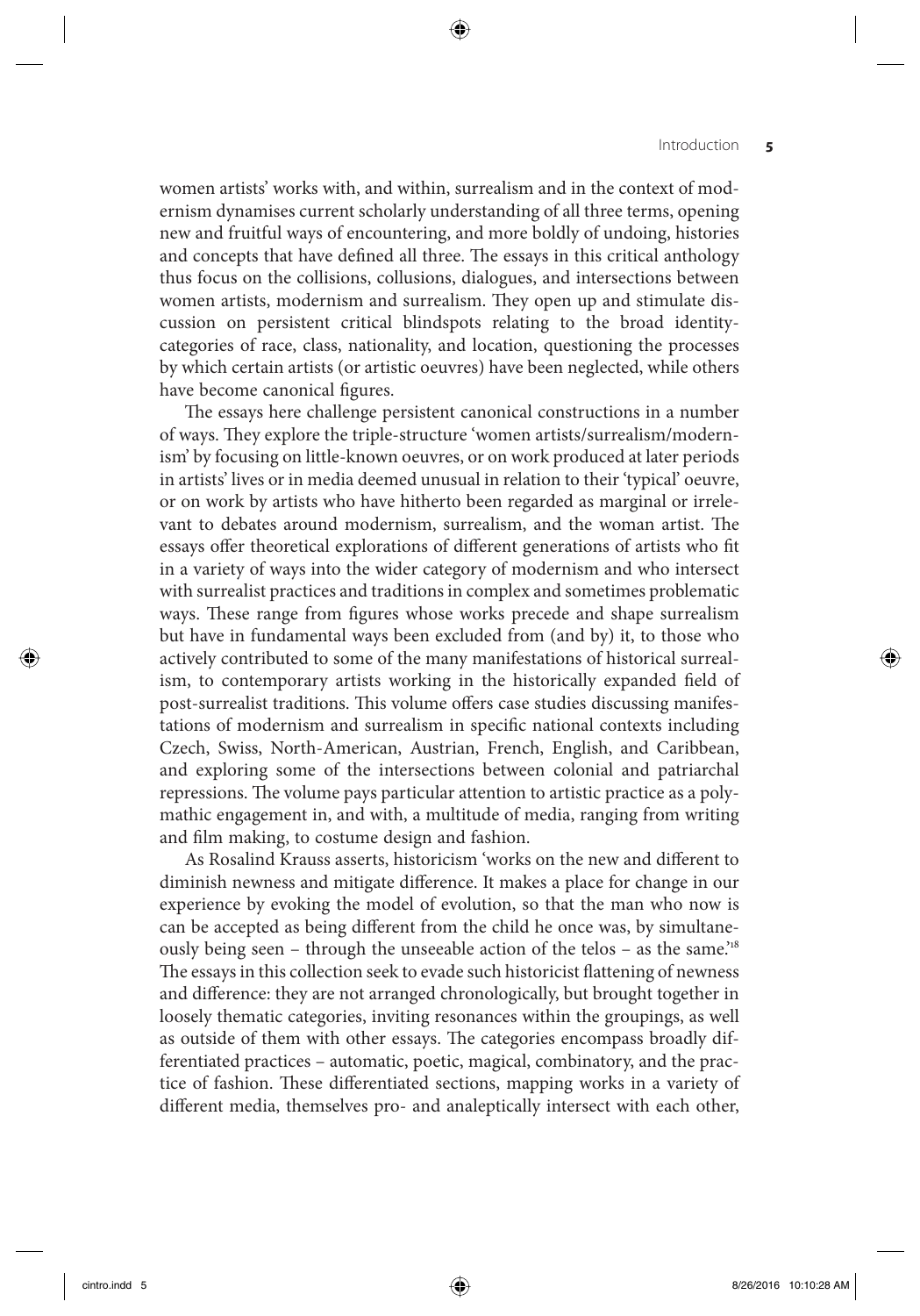women artists' works with, and within, surrealism and in the context of modernism dynamises current scholarly understanding of all three terms, opening new and fruitful ways of encountering, and more boldly of undoing, histories and concepts that have defined all three. The essays in this critical anthology thus focus on the collisions, collusions, dialogues, and intersections between women artists, modernism and surrealism. They open up and stimulate discussion on persistent critical blindspots relating to the broad identity-categories of race, class, nationality, and location, questioning the processes by which certain artists (or artistic oeuvres) have been neglected, while others have become canonical figures.

The essays here challenge persistent canonical constructions in a number of ways. They explore the triple-structure 'women artists/surrealism/modernism' by focusing on little-known oeuvres, or on work produced at later periods in artists' lives or in media deemed unusual in relation to their 'typical' oeuvre, or on work by artists who have hitherto been regarded as marginal or irrelevant to debates around modernism, surrealism, and the woman artist. The essays offer theoretical explorations of different generations of artists who fit in a variety of ways into the wider category of modernism and who intersect with surrealist practices and traditions in complex and sometimes problematic ways. These range from figures whose works precede and shape surrealism but have in fundamental ways been excluded from (and by) it, to those who actively contributed to some of the many manifestations of historical surrealism, to contemporary artists working in the historically expanded field of post-surrealist traditions. This volume offers case studies discussing manifestations of modernism and surrealism in specific national contexts including Czech, Swiss, North-American, Austrian, French, English, and Caribbean, and exploring some of the intersections between colonial and patriarchal repressions. The volume pays particular attention to artistic practice as a polymathic engagement in, and with, a multitude of media, ranging from writing and film making, to costume design and fashion.

As Rosalind Krauss asserts, historicism 'works on the new and different to diminish newness and mitigate difference. It makes a place for change in our experience by evoking the model of evolution, so that the man who now is can be accepted as being different from the child he once was, by simultaneously being seen – through the unseeable action of the telos – as the same.'[18] The essays in this collection seek to evade such historicist flattening of newness and difference: they are not arranged chronologically, but brought together in loosely thematic categories, inviting resonances within the groupings, as well as outside of them with other essays. The categories encompass broadly differentiated practices – automatic, poetic, magical, combinatory, and the practice of fashion. These differentiated sections, mapping works in a variety of different media, themselves pro- and analeptically intersect with each other,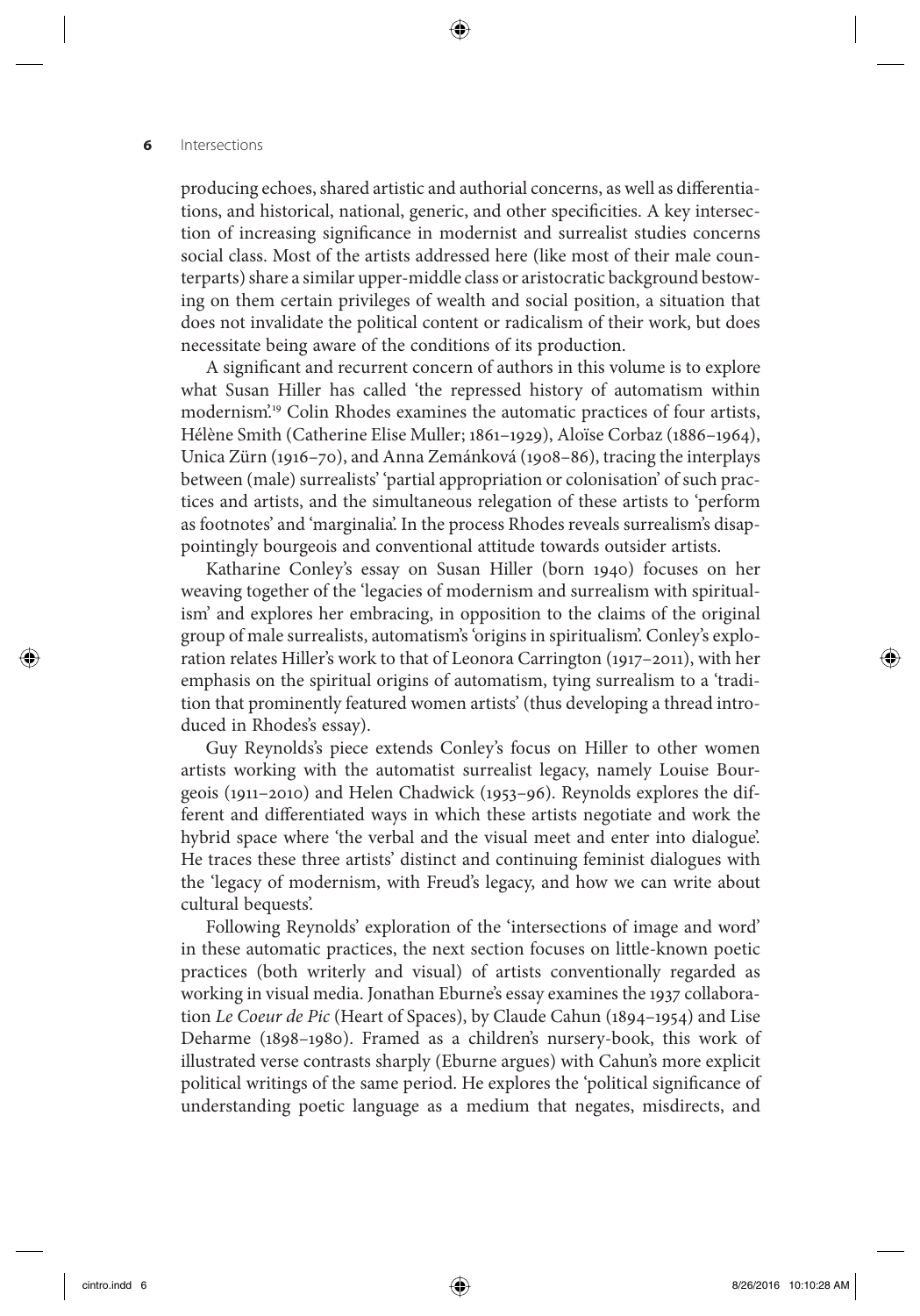producing echoes, shared artistic and authorial concerns, as well as differentiations, and historical, national, generic, and other specificities. A key intersection of increasing significance in modernist and surrealist studies concerns social class. Most of the artists addressed here (like most of their male counterparts) share a similar upper-middle class or aristocratic background bestowing on them certain privileges of wealth and social position, a situation that does not invalidate the political content or radicalism of their work, but does necessitate being aware of the conditions of its production.

A significant and recurrent concern of authors in this volume is to explore what Susan Hiller has called 'the repressed history of automatism within modernism'.[19] Colin Rhodes examines the automatic practices of four artists, Hélène Smith (Catherine Elise Muller; 1861–1929), Aloïse Corbaz (1886–1964), Unica Zürn (1916–70), and Anna Zemánková (1908–86), tracing the interplays between (male) surrealists' 'partial appropriation or colonisation' of such practices and artists, and the simultaneous relegation of these artists to 'perform as footnotes' and 'marginalia'. In the process Rhodes reveals surrealism's disappointingly bourgeois and conventional attitude towards outsider artists.

Katharine Conley's essay on Susan Hiller (born 1940) focuses on her weaving together of the 'legacies of modernism and surrealism with spiritualism' and explores her embracing, in opposition to the claims of the original group of male surrealists, automatism's 'origins in spiritualism'. Conley's exploration relates Hiller's work to that of Leonora Carrington (1917–2011), with her emphasis on the spiritual origins of automatism, tying surrealism to a 'tradition that prominently featured women artists' (thus developing a thread introduced in Rhodes's essay).

Guy Reynolds's piece extends Conley's focus on Hiller to other women artists working with the automatist surrealist legacy, namely Louise Bourgeois (1911–2010) and Helen Chadwick (1953–96). Reynolds explores the different and differentiated ways in which these artists negotiate and work the hybrid space where 'the verbal and the visual meet and enter into dialogue'. He traces these three artists' distinct and continuing feminist dialogues with the 'legacy of modernism, with Freud's legacy, and how we can write about cultural bequests'.

Following Reynolds' exploration of the 'intersections of image and word' in these automatic practices, the next section focuses on little-known poetic practices (both writerly and visual) of artists conventionally regarded as working in visual media. Jonathan Eburne's essay examines the 1937 collaboration *Le Coeur de Pic* (Heart of Spaces), by Claude Cahun (1894–1954) and Lise Deharme (1898–1980). Framed as a children's nursery-book, this work of illustrated verse contrasts sharply (Eburne argues) with Cahun's more explicit political writings of the same period. He explores the 'political significance of understanding poetic language as a medium that negates, misdirects, and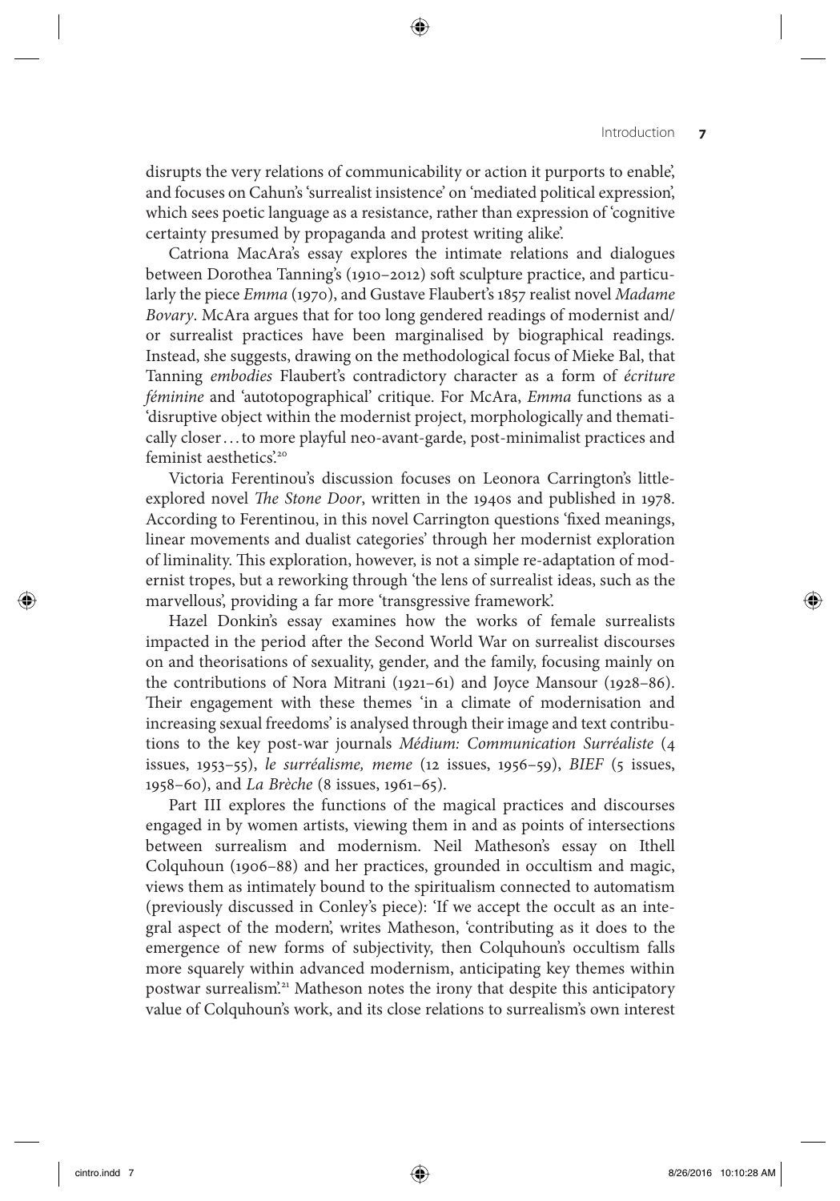disrupts the very relations of communicability or action it purports to enable', and focuses on Cahun's 'surrealist insistence' on 'mediated political expression', which sees poetic language as a resistance, rather than expression of 'cognitive certainty presumed by propaganda and protest writing alike'.

Catriona MacAra's essay explores the intimate relations and dialogues between Dorothea Tanning's (1910–2012) soft sculpture practice, and particularly the piece *Emma* (1970), and Gustave Flaubert's 1857 realist novel *Madame Bovary*. McAra argues that for too long gendered readings of modernist and/or surrealist practices have been marginalised by biographical readings. Instead, she suggests, drawing on the methodological focus of Mieke Bal, that Tanning *embodies* Flaubert's contradictory character as a form of *écriture féminine* and 'autotopographical' critique. For McAra, *Emma* functions as a 'disruptive object within the modernist project, morphologically and thematically closer . . . to more playful neo-avant-garde, post-minimalist practices and feminist aesthetics'.[20]

Victoria Ferentinou's discussion focuses on Leonora Carrington's little-explored novel *The Stone Door*, written in the 1940s and published in 1978. According to Ferentinou, in this novel Carrington questions 'fixed meanings, linear movements and dualist categories' through her modernist exploration of liminality. This exploration, however, is not a simple re-adaptation of modernist tropes, but a reworking through 'the lens of surrealist ideas, such as the marvellous', providing a far more 'transgressive framework'.

Hazel Donkin's essay examines how the works of female surrealists impacted in the period after the Second World War on surrealist discourses on and theorisations of sexuality, gender, and the family, focusing mainly on the contributions of Nora Mitrani (1921–61) and Joyce Mansour (1928–86). Their engagement with these themes 'in a climate of modernisation and increasing sexual freedoms' is analysed through their image and text contributions to the key post-war journals *Médium: Communication Surréaliste* (4 issues, 1953–55), *le surréalisme, meme* (12 issues, 1956–59), *BIEF* (5 issues, 1958–60), and *La Brèche* (8 issues, 1961–65).

Part III explores the functions of the magical practices and discourses engaged in by women artists, viewing them in and as points of intersections between surrealism and modernism. Neil Matheson's essay on Ithell Colquhoun (1906–88) and her practices, grounded in occultism and magic, views them as intimately bound to the spiritualism connected to automatism (previously discussed in Conley's piece): 'If we accept the occult as an integral aspect of the modern', writes Matheson, 'contributing as it does to the emergence of new forms of subjectivity, then Colquhoun's occultism falls more squarely within advanced modernism, anticipating key themes within postwar surrealism'.[21] Matheson notes the irony that despite this anticipatory value of Colquhoun's work, and its close relations to surrealism's own interest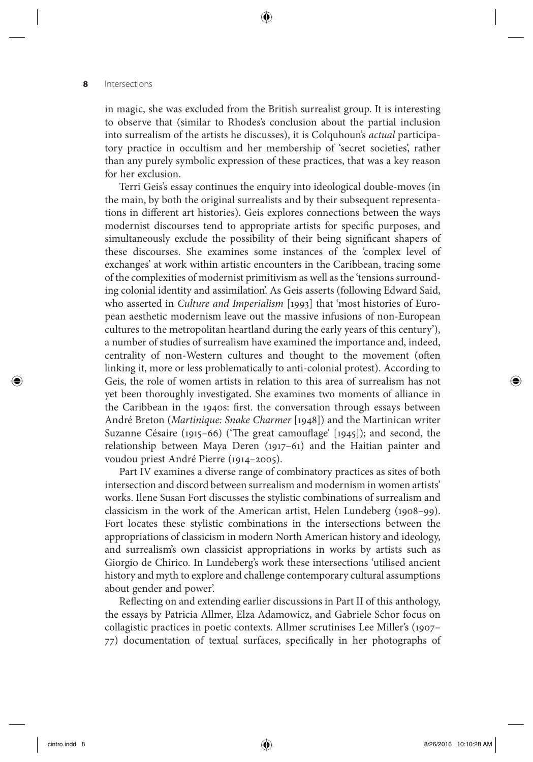in magic, she was excluded from the British surrealist group. It is interesting to observe that (similar to Rhodes's conclusion about the partial inclusion into surrealism of the artists he discusses), it is Colquhoun's *actual* participatory practice in occultism and her membership of 'secret societies', rather than any purely symbolic expression of these practices, that was a key reason for her exclusion.

Terri Geis's essay continues the enquiry into ideological double-moves (in the main, by both the original surrealists and by their subsequent representations in different art histories). Geis explores connections between the ways modernist discourses tend to appropriate artists for specific purposes, and simultaneously exclude the possibility of their being significant shapers of these discourses. She examines some instances of the 'complex level of exchanges' at work within artistic encounters in the Caribbean, tracing some of the complexities of modernist primitivism as well as the 'tensions surrounding colonial identity and assimilation'. As Geis asserts (following Edward Said, who asserted in *Culture and Imperialism* [1993] that 'most histories of European aesthetic modernism leave out the massive infusions of non-European cultures to the metropolitan heartland during the early years of this century'), a number of studies of surrealism have examined the importance and, indeed, centrality of non-Western cultures and thought to the movement (often linking it, more or less problematically to anti-colonial protest). According to Geis, the role of women artists in relation to this area of surrealism has not yet been thoroughly investigated. She examines two moments of alliance in the Caribbean in the 1940s: first. the conversation through essays between André Breton (*Martinique: Snake Charmer* [1948]) and the Martinican writer Suzanne Césaire (1915–66) ('The great camouflage' [1945]); and second, the relationship between Maya Deren (1917–61) and the Haitian painter and voudou priest André Pierre (1914–2005).

Part IV examines a diverse range of combinatory practices as sites of both intersection and discord between surrealism and modernism in women artists' works. Ilene Susan Fort discusses the stylistic combinations of surrealism and classicism in the work of the American artist, Helen Lundeberg (1908–99). Fort locates these stylistic combinations in the intersections between the appropriations of classicism in modern North American history and ideology, and surrealism's own classicist appropriations in works by artists such as Giorgio de Chirico. In Lundeberg's work these intersections 'utilised ancient history and myth to explore and challenge contemporary cultural assumptions about gender and power'.

Reflecting on and extending earlier discussions in Part II of this anthology, the essays by Patricia Allmer, Elza Adamowicz, and Gabriele Schor focus on collagistic practices in poetic contexts. Allmer scrutinises Lee Miller's (1907–77) documentation of textual surfaces, specifically in her photographs of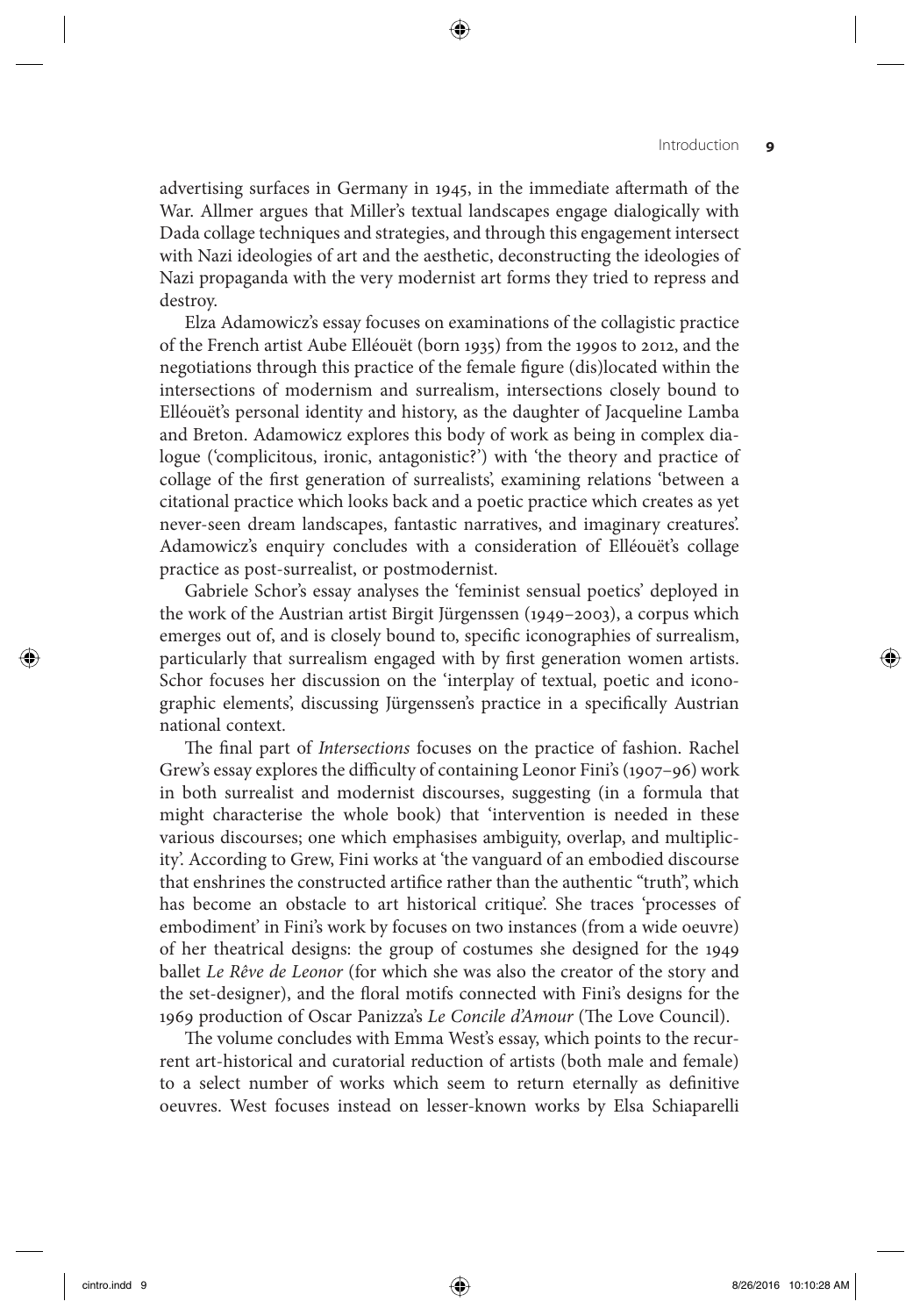advertising surfaces in Germany in 1945, in the immediate aftermath of the War. Allmer argues that Miller's textual landscapes engage dialogically with Dada collage techniques and strategies, and through this engagement intersect with Nazi ideologies of art and the aesthetic, deconstructing the ideologies of Nazi propaganda with the very modernist art forms they tried to repress and destroy.

Elza Adamowicz's essay focuses on examinations of the collagistic practice of the French artist Aube Elléouët (born 1935) from the 1990s to 2012, and the negotiations through this practice of the female figure (dis)located within the intersections of modernism and surrealism, intersections closely bound to Elléouët's personal identity and history, as the daughter of Jacqueline Lamba and Breton. Adamowicz explores this body of work as being in complex dialogue ('complicitous, ironic, antagonistic?') with 'the theory and practice of collage of the first generation of surrealists', examining relations 'between a citational practice which looks back and a poetic practice which creates as yet never-seen dream landscapes, fantastic narratives, and imaginary creatures'. Adamowicz's enquiry concludes with a consideration of Elléouët's collage practice as post-surrealist, or postmodernist.

Gabriele Schor's essay analyses the 'feminist sensual poetics' deployed in the work of the Austrian artist Birgit Jürgenssen (1949–2003), a corpus which emerges out of, and is closely bound to, specific iconographies of surrealism, particularly that surrealism engaged with by first generation women artists. Schor focuses her discussion on the 'interplay of textual, poetic and iconographic elements', discussing Jürgenssen's practice in a specifically Austrian national context.

The final part of *Intersections* focuses on the practice of fashion. Rachel Grew's essay explores the difficulty of containing Leonor Fini's (1907–96) work in both surrealist and modernist discourses, suggesting (in a formula that might characterise the whole book) that 'intervention is needed in these various discourses; one which emphasises ambiguity, overlap, and multiplicity'. According to Grew, Fini works at 'the vanguard of an embodied discourse that enshrines the constructed artifice rather than the authentic "truth", which has become an obstacle to art historical critique'. She traces 'processes of embodiment' in Fini's work by focuses on two instances (from a wide oeuvre) of her theatrical designs: the group of costumes she designed for the 1949 ballet *Le Rêve de Leonor* (for which she was also the creator of the story and the set-designer), and the floral motifs connected with Fini's designs for the 1969 production of Oscar Panizza's *Le Concile d'Amour* (The Love Council).

The volume concludes with Emma West's essay, which points to the recurrent art-historical and curatorial reduction of artists (both male and female) to a select number of works which seem to return eternally as definitive oeuvres. West focuses instead on lesser-known works by Elsa Schiaparelli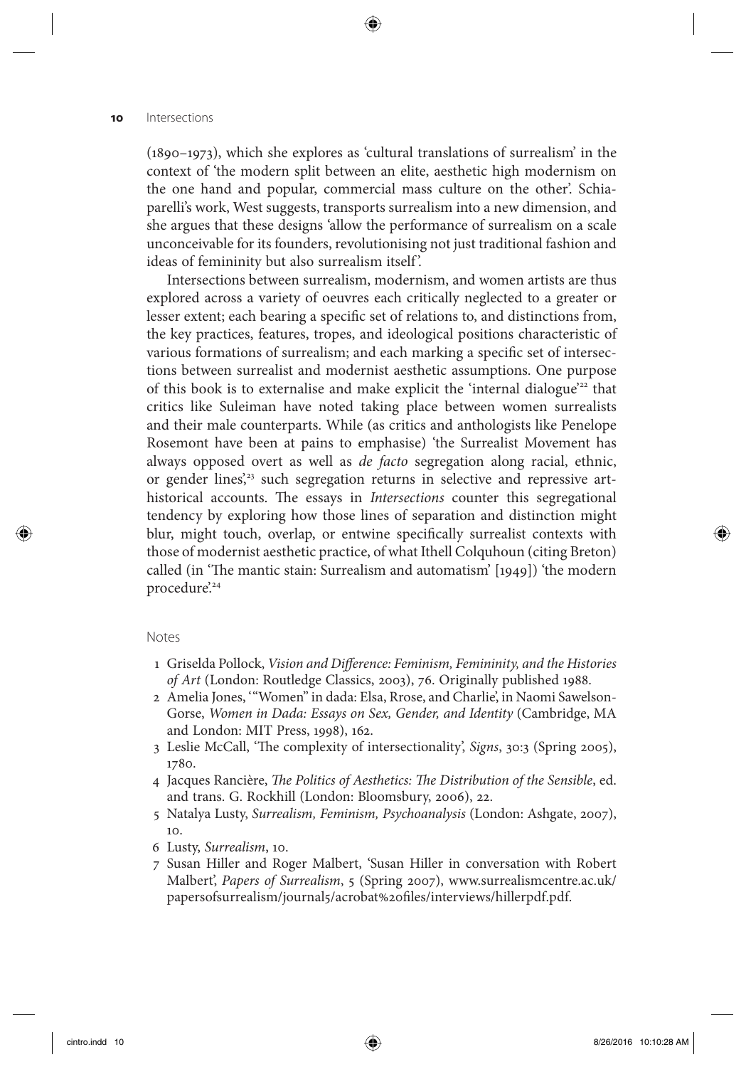(1890–1973), which she explores as 'cultural translations of surrealism' in the context of 'the modern split between an elite, aesthetic high modernism on the one hand and popular, commercial mass culture on the other'. Schiaparelli's work, West suggests, transports surrealism into a new dimension, and she argues that these designs 'allow the performance of surrealism on a scale unconceivable for its founders, revolutionising not just traditional fashion and ideas of femininity but also surrealism itself'.

Intersections between surrealism, modernism, and women artists are thus explored across a variety of oeuvres each critically neglected to a greater or lesser extent; each bearing a specific set of relations to, and distinctions from, the key practices, features, tropes, and ideological positions characteristic of various formations of surrealism; and each marking a specific set of intersections between surrealist and modernist aesthetic assumptions. One purpose of this book is to externalise and make explicit the 'internal dialogue'[22] that critics like Suleiman have noted taking place between women surrealists and their male counterparts. While (as critics and anthologists like Penelope Rosemont have been at pains to emphasise) 'the Surrealist Movement has always opposed overt as well as *de facto* segregation along racial, ethnic, or gender lines',[23] such segregation returns in selective and repressive art-historical accounts. The essays in *Intersections* counter this segregational tendency by exploring how those lines of separation and distinction might blur, might touch, overlap, or entwine specifically surrealist contexts with those of modernist aesthetic practice, of what Ithell Colquhoun (citing Breton) called (in 'The mantic stain: Surrealism and automatism' [1949]) 'the modern procedure'.[24]

## Notes

1. Griselda Pollock, *Vision and Difference: Feminism, Femininity, and the Histories of Art* (London: Routledge Classics, 2003), 76. Originally published 1988.
2. Amelia Jones, '"Women" in dada: Elsa, Rrose, and Charlie', in Naomi Sawelson-Gorse, *Women in Dada: Essays on Sex, Gender, and Identity* (Cambridge, MA and London: MIT Press, 1998), 162.
3. Leslie McCall, 'The complexity of intersectionality', *Signs*, 30:3 (Spring 2005), 1780.
4. Jacques Rancière, *The Politics of Aesthetics: The Distribution of the Sensible*, ed. and trans. G. Rockhill (London: Bloomsbury, 2006), 22.
5. Natalya Lusty, *Surrealism, Feminism, Psychoanalysis* (London: Ashgate, 2007), 10.
6. Lusty, *Surrealism*, 10.
7. Susan Hiller and Roger Malbert, 'Susan Hiller in conversation with Robert Malbert', *Papers of Surrealism*, 5 (Spring 2007), www.surrealismcentre.ac.uk/papersofsurrealism/journal5/acrobat%20files/interviews/hillerpdf.pdf.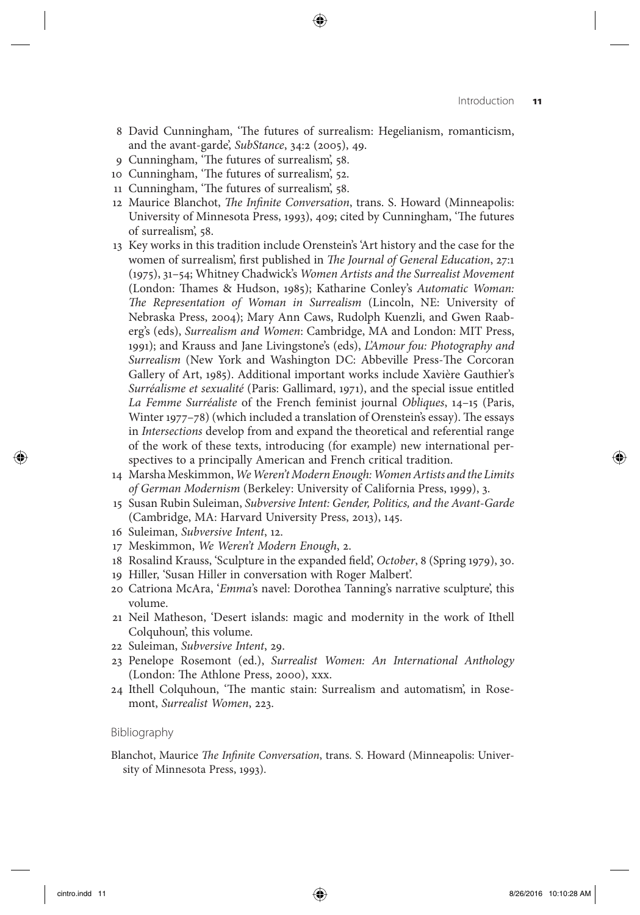8 David Cunningham, 'The futures of surrealism: Hegelianism, romanticism, and the avant-garde', *SubStance*, 34:2 (2005), 49.

9 Cunningham, 'The futures of surrealism', 58.

10 Cunningham, 'The futures of surrealism', 52.

11 Cunningham, 'The futures of surrealism', 58.

12 Maurice Blanchot, *The Infinite Conversation*, trans. S. Howard (Minneapolis: University of Minnesota Press, 1993), 409; cited by Cunningham, 'The futures of surrealism', 58.

13 Key works in this tradition include Orenstein's 'Art history and the case for the women of surrealism', first published in *The Journal of General Education*, 27:1 (1975), 31–54; Whitney Chadwick's *Women Artists and the Surrealist Movement* (London: Thames & Hudson, 1985); Katharine Conley's *Automatic Woman: The Representation of Woman in Surrealism* (Lincoln, NE: University of Nebraska Press, 2004); Mary Ann Caws, Rudolph Kuenzli, and Gwen Raaberg's (eds), *Surrealism and Women*: Cambridge, MA and London: MIT Press, 1991); and Krauss and Jane Livingstone's (eds), *L'Amour fou: Photography and Surrealism* (New York and Washington DC: Abbeville Press-The Corcoran Gallery of Art, 1985). Additional important works include Xavière Gauthier's *Surréalisme et sexualité* (Paris: Gallimard, 1971), and the special issue entitled *La Femme Surréaliste* of the French feminist journal *Obliques*, 14–15 (Paris, Winter 1977–78) (which included a translation of Orenstein's essay). The essays in *Intersections* develop from and expand the theoretical and referential range of the work of these texts, introducing (for example) new international perspectives to a principally American and French critical tradition.

14 Marsha Meskimmon, *We Weren't Modern Enough: Women Artists and the Limits of German Modernism* (Berkeley: University of California Press, 1999), 3.

15 Susan Rubin Suleiman, *Subversive Intent: Gender, Politics, and the Avant-Garde* (Cambridge, MA: Harvard University Press, 2013), 145.

16 Suleiman, *Subversive Intent*, 12.

17 Meskimmon, *We Weren't Modern Enough*, 2.

18 Rosalind Krauss, 'Sculpture in the expanded field', *October*, 8 (Spring 1979), 30.

19 Hiller, 'Susan Hiller in conversation with Roger Malbert'.

20 Catriona McAra, '*Emma*'s navel: Dorothea Tanning's narrative sculpture', this volume.

21 Neil Matheson, 'Desert islands: magic and modernity in the work of Ithell Colquhoun', this volume.

22 Suleiman, *Subversive Intent*, 29.

23 Penelope Rosemont (ed.), *Surrealist Women: An International Anthology* (London: The Athlone Press, 2000), xxx.

24 Ithell Colquhoun, 'The mantic stain: Surrealism and automatism', in Rosemont, *Surrealist Women*, 223.

## Bibliography

Blanchot, Maurice *The Infinite Conversation*, trans. S. Howard (Minneapolis: University of Minnesota Press, 1993).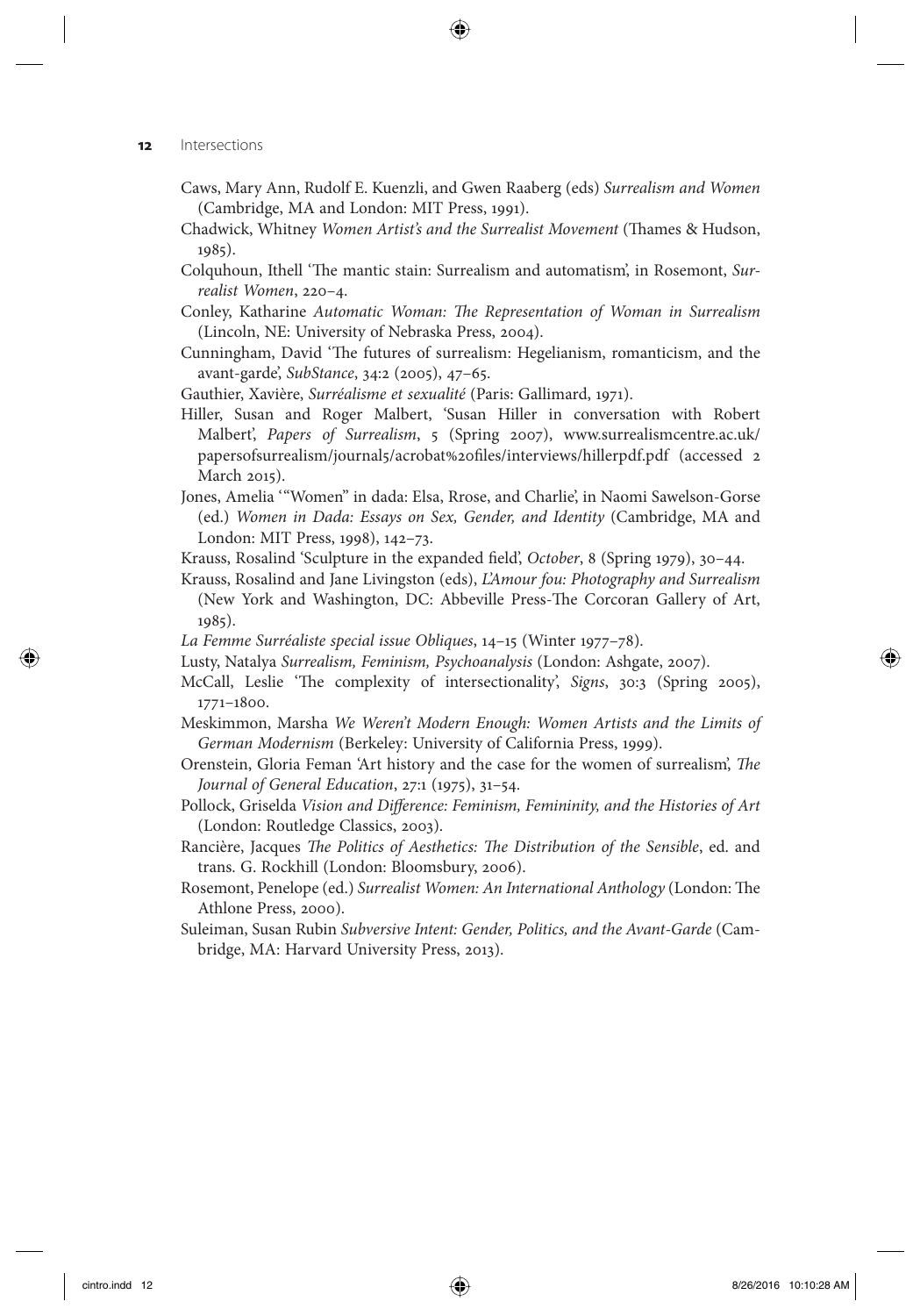Caws, Mary Ann, Rudolf E. Kuenzli, and Gwen Raaberg (eds) *Surrealism and Women* (Cambridge, MA and London: MIT Press, 1991).

Chadwick, Whitney *Women Artist's and the Surrealist Movement* (Thames & Hudson, 1985).

Colquhoun, Ithell 'The mantic stain: Surrealism and automatism', in Rosemont, *Surrealist Women*, 220–4.

Conley, Katharine *Automatic Woman: The Representation of Woman in Surrealism* (Lincoln, NE: University of Nebraska Press, 2004).

Cunningham, David 'The futures of surrealism: Hegelianism, romanticism, and the avant-garde', *SubStance*, 34:2 (2005), 47–65.

Gauthier, Xavière, *Surréalisme et sexualité* (Paris: Gallimard, 1971).

Hiller, Susan and Roger Malbert, 'Susan Hiller in conversation with Robert Malbert', *Papers of Surrealism*, 5 (Spring 2007), www.surrealismcentre.ac.uk/papersofsurrealism/journal5/acrobat%20files/interviews/hillerpdf.pdf (accessed 2 March 2015).

Jones, Amelia '"Women" in dada: Elsa, Rrose, and Charlie', in Naomi Sawelson-Gorse (ed.) *Women in Dada: Essays on Sex, Gender, and Identity* (Cambridge, MA and London: MIT Press, 1998), 142–73.

Krauss, Rosalind 'Sculpture in the expanded field', *October*, 8 (Spring 1979), 30–44.

Krauss, Rosalind and Jane Livingston (eds), *L'Amour fou: Photography and Surrealism* (New York and Washington, DC: Abbeville Press-The Corcoran Gallery of Art, 1985).

*La Femme Surréaliste special issue Obliques*, 14–15 (Winter 1977–78).

Lusty, Natalya *Surrealism, Feminism, Psychoanalysis* (London: Ashgate, 2007).

McCall, Leslie 'The complexity of intersectionality', *Signs*, 30:3 (Spring 2005), 1771–1800.

Meskimmon, Marsha *We Weren't Modern Enough: Women Artists and the Limits of German Modernism* (Berkeley: University of California Press, 1999).

Orenstein, Gloria Feman 'Art history and the case for the women of surrealism', *The Journal of General Education*, 27:1 (1975), 31–54.

Pollock, Griselda *Vision and Difference: Feminism, Femininity, and the Histories of Art* (London: Routledge Classics, 2003).

Rancière, Jacques *The Politics of Aesthetics: The Distribution of the Sensible*, ed. and trans. G. Rockhill (London: Bloomsbury, 2006).

Rosemont, Penelope (ed.) *Surrealist Women: An International Anthology* (London: The Athlone Press, 2000).

Suleiman, Susan Rubin *Subversive Intent: Gender, Politics, and the Avant-Garde* (Cambridge, MA: Harvard University Press, 2013).